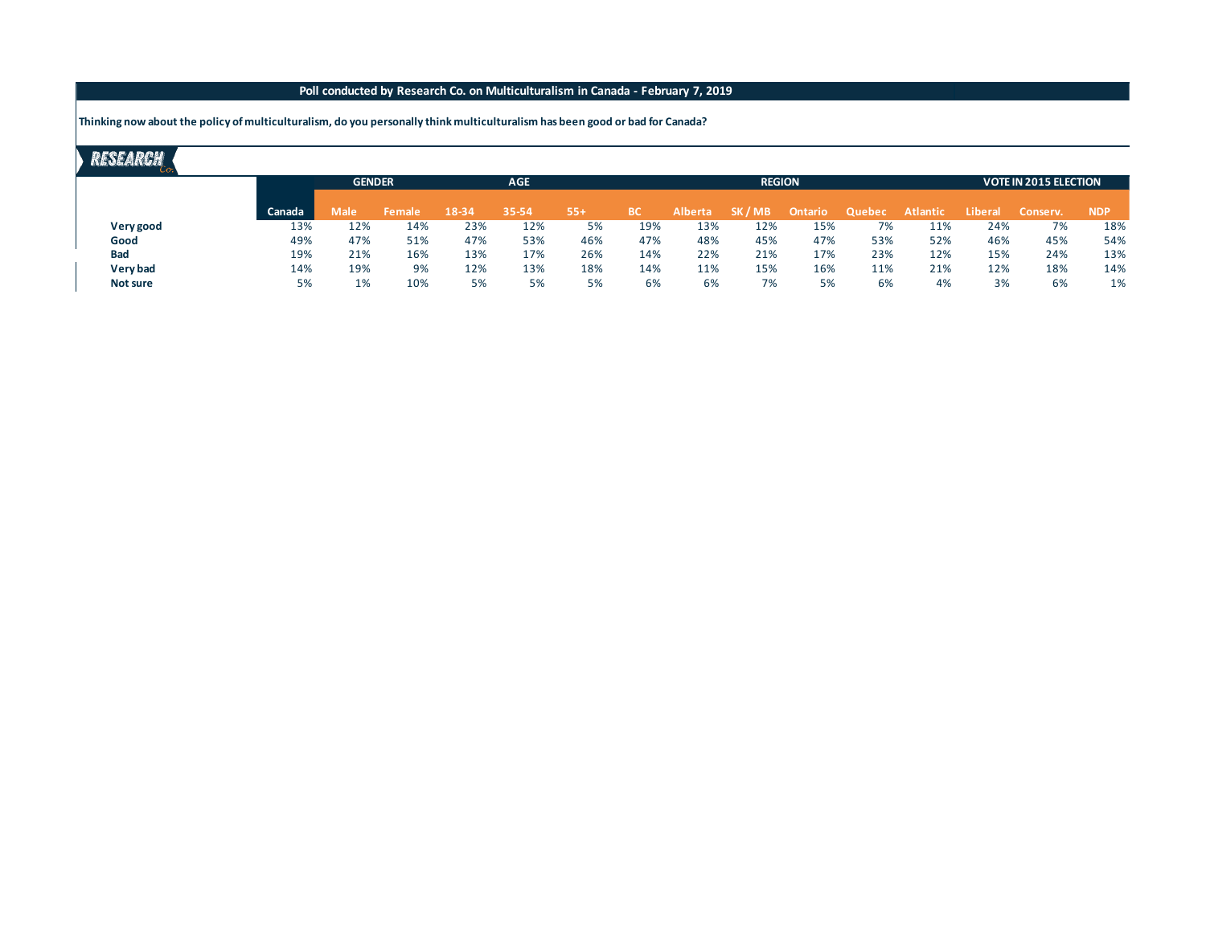**Poll conducted by Research Co. on Multiculturalism in Canada - February 7, 2019**

**Thinking now about the policy of multiculturalism, do you personally think multiculturalism has been good or bad for Canada?**

RESEARCH Co.

| | | GENDER | | AGE | | | REGION | | | | | | VOTE IN 2015 ELECTION | | |
|---|---|---|---|---|---|---|---|---|---|---|---|---|---|---|---|
| | Canada | Male | Female | 18-34 | 35-54 | 55+ | BC | Alberta | SK / MB | Ontario | Quebec | Atlantic | Liberal | Conserv. | NDP |
| **Very good** | 13% | 12% | 14% | 23% | 12% | 5% | 19% | 13% | 12% | 15% | 7% | 11% | 24% | 7% | 18% |
| **Good** | 49% | 47% | 51% | 47% | 53% | 46% | 47% | 48% | 45% | 47% | 53% | 52% | 46% | 45% | 54% |
| **Bad** | 19% | 21% | 16% | 13% | 17% | 26% | 14% | 22% | 21% | 17% | 23% | 12% | 15% | 24% | 13% |
| **Very bad** | 14% | 19% | 9% | 12% | 13% | 18% | 14% | 11% | 15% | 16% | 11% | 21% | 12% | 18% | 14% |
| **Not sure** | 5% | 1% | 10% | 5% | 5% | 5% | 6% | 6% | 7% | 5% | 6% | 4% | 3% | 6% | 1% |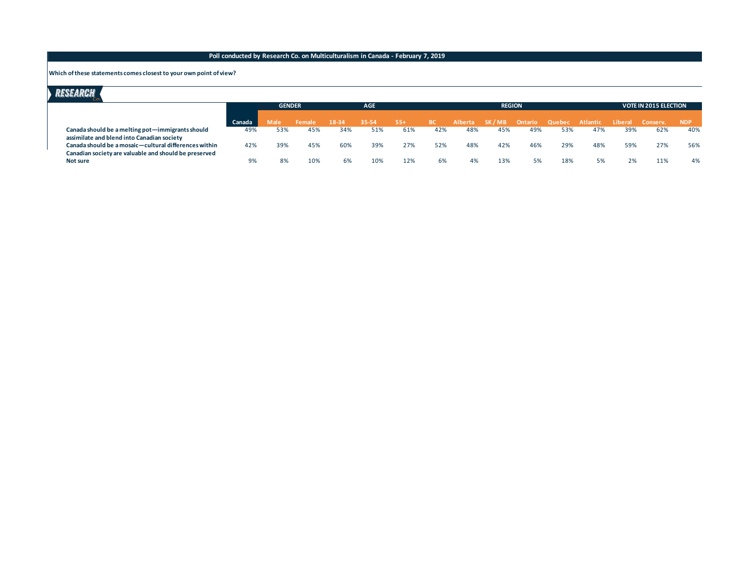**Poll conducted by Research Co. on Multiculturalism in Canada - February 7, 2019**

**Which of these statements comes closest to your own point of view?**

| | | GENDER | | AGE | | | REGION | | | | | | VOTE IN 2015 ELECTION | | |
|---|---|---|---|---|---|---|---|---|---|---|---|---|---|---|---|
| | Canada | Male | Female | 18-34 | 35-54 | 55+ | BC | Alberta | SK / MB | Ontario | Quebec | Atlantic | Liberal | Conserv. | NDP |
| Canada should be a melting pot—immigrants should assimilate and blend into Canadian society | 49% | 53% | 45% | 34% | 51% | 61% | 42% | 48% | 45% | 49% | 53% | 47% | 39% | 62% | 40% |
| Canada should be a mosaic—cultural differences within Canadian society are valuable and should be preserved | 42% | 39% | 45% | 60% | 39% | 27% | 52% | 48% | 42% | 46% | 29% | 48% | 59% | 27% | 56% |
| Not sure | 9% | 8% | 10% | 6% | 10% | 12% | 6% | 4% | 13% | 5% | 18% | 5% | 2% | 11% | 4% |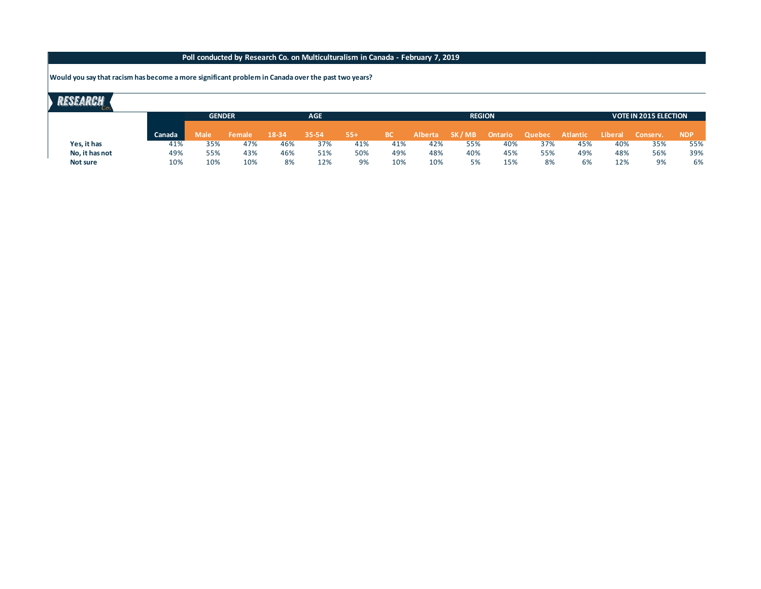**Poll conducted by Research Co. on Multiculturalism in Canada - February 7, 2019**

**Would you say that racism has become a more significant problem in Canada over the past two years?**

| | | GENDER | | AGE | | | REGION | | | | | | VOTE IN 2015 ELECTION | | |
|---|---|---|---|---|---|---|---|---|---|---|---|---|---|---|---|
| | Canada | Male | Female | 18-34 | 35-54 | 55+ | BC | Alberta | SK / MB | Ontario | Quebec | Atlantic | Liberal | Conserv. | NDP |
| **Yes, it has** | 41% | 35% | 47% | 46% | 37% | 41% | 41% | 42% | 55% | 40% | 37% | 45% | 40% | 35% | 55% |
| **No, it has not** | 49% | 55% | 43% | 46% | 51% | 50% | 49% | 48% | 40% | 45% | 55% | 49% | 48% | 56% | 39% |
| **Not sure** | 10% | 10% | 10% | 8% | 12% | 9% | 10% | 10% | 5% | 15% | 8% | 6% | 12% | 9% | 6% |